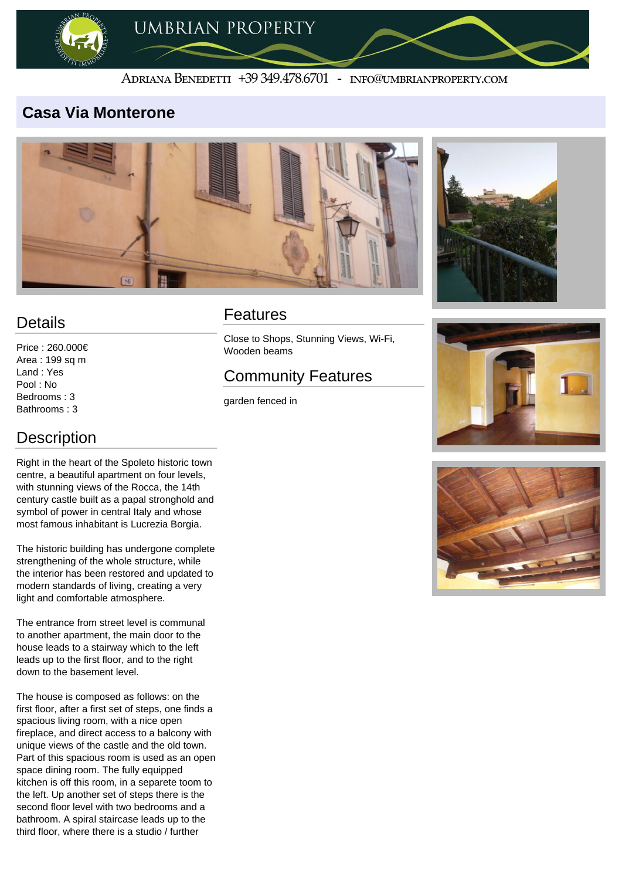UMBRIAN PROPERTY

Adriana Benedetti +39 349.478.6701 - info@umbrianproperty.com

# Casa Via Monterone

## Details

Price : 260.000€
Area : 199 sq m
Land : Yes
Pool : No
Bedrooms : 3
Bathrooms : 3

## Description

Right in the heart of the Spoleto historic town centre, a beautiful apartment on four levels, with stunning views of the Rocca, the 14th century castle built as a papal stronghold and symbol of power in central Italy and whose most famous inhabitant is Lucrezia Borgia.

The historic building has undergone complete strengthening of the whole structure, while the interior has been restored and updated to modern standards of living, creating a very light and comfortable atmosphere.

The entrance from street level is communal to another apartment, the main door to the house leads to a stairway which to the left leads up to the first floor, and to the right down to the basement level.

The house is composed as follows: on the first floor, after a first set of steps, one finds a spacious living room, with a nice open fireplace, and direct access to a balcony with unique views of the castle and the old town. Part of this spacious room is used as an open space dining room. The fully equipped kitchen is off this room, in a separete toom to the left. Up another set of steps there is the second floor level with two bedrooms and a bathroom. A spiral staircase leads up to the third floor, where there is a studio / further

## Features

Close to Shops, Stunning Views, Wi-Fi, Wooden beams

## Community Features

garden fenced in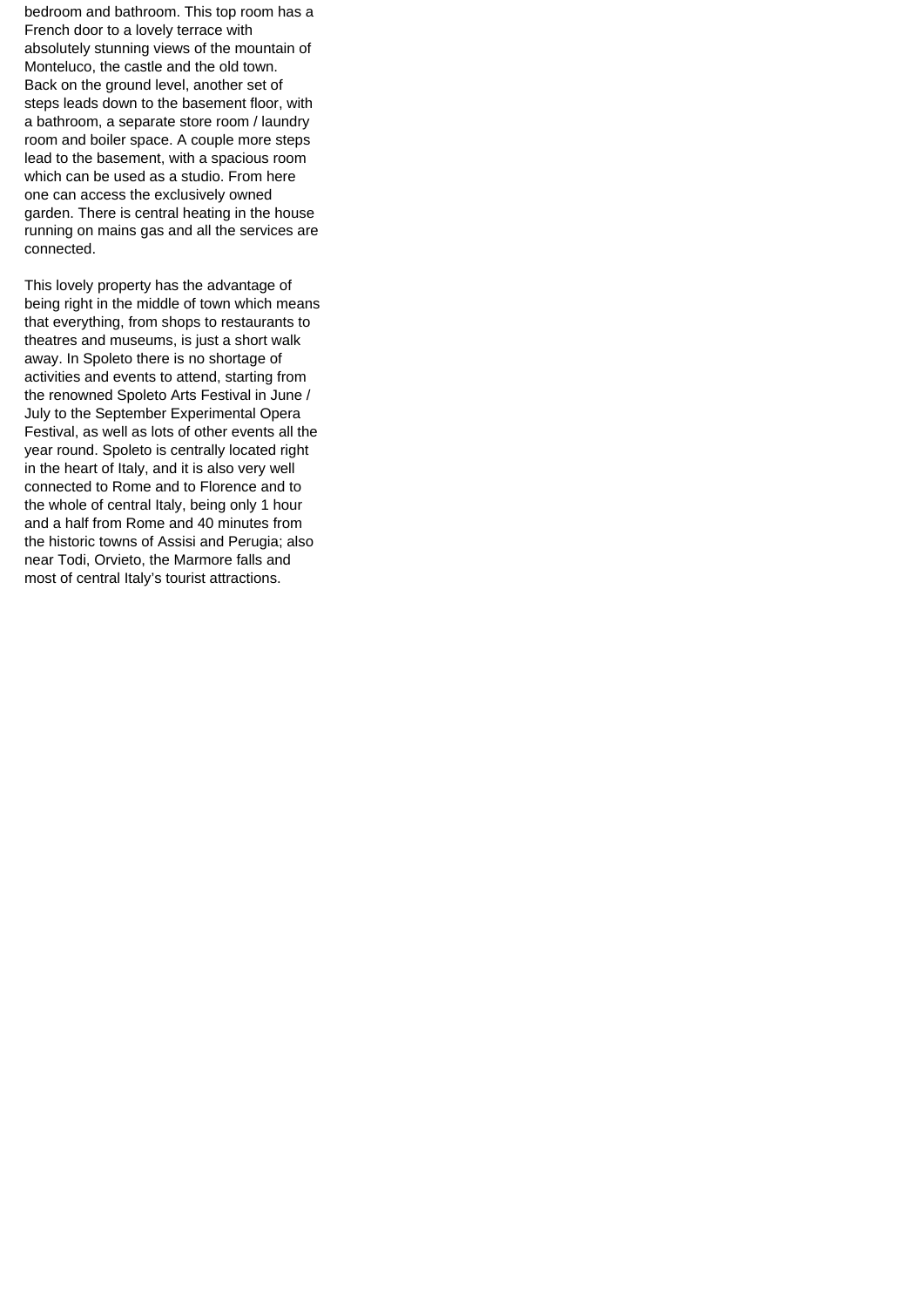bedroom and bathroom. This top room has a French door to a lovely terrace with absolutely stunning views of the mountain of Monteluco, the castle and the old town. Back on the ground level, another set of steps leads down to the basement floor, with a bathroom, a separate store room / laundry room and boiler space. A couple more steps lead to the basement, with a spacious room which can be used as a studio. From here one can access the exclusively owned garden. There is central heating in the house running on mains gas and all the services are connected.

This lovely property has the advantage of being right in the middle of town which means that everything, from shops to restaurants to theatres and museums, is just a short walk away. In Spoleto there is no shortage of activities and events to attend, starting from the renowned Spoleto Arts Festival in June / July to the September Experimental Opera Festival, as well as lots of other events all the year round. Spoleto is centrally located right in the heart of Italy, and it is also very well connected to Rome and to Florence and to the whole of central Italy, being only 1 hour and a half from Rome and 40 minutes from the historic towns of Assisi and Perugia; also near Todi, Orvieto, the Marmore falls and most of central Italy's tourist attractions.